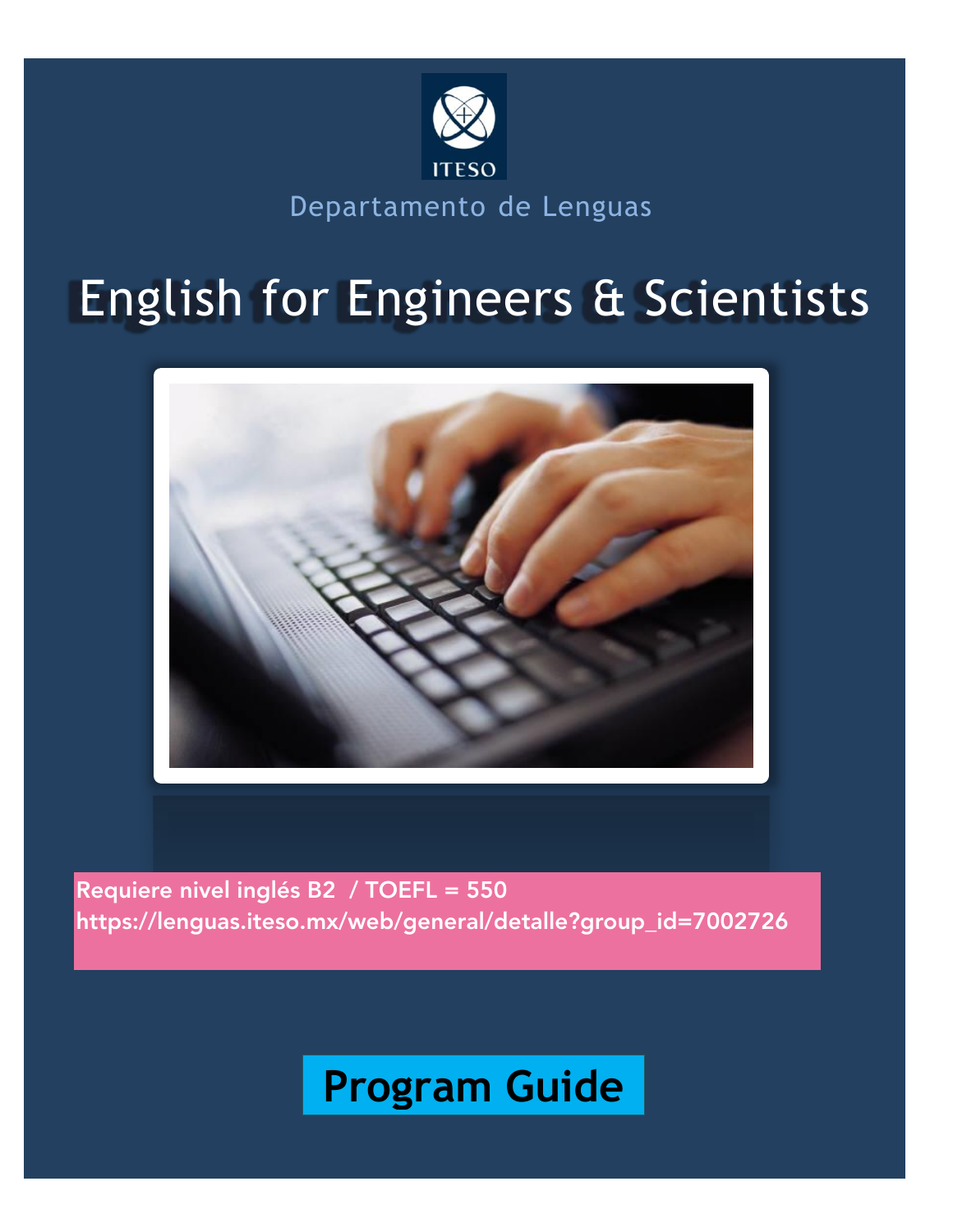ITESO

Departamento de Lenguas

# English for Engineers & Scientists

**Requiere nivel inglés B2 / TOEFL = 550**
**https://lenguas.iteso.mx/web/general/detalle?group_id=7002726**

## Program Guide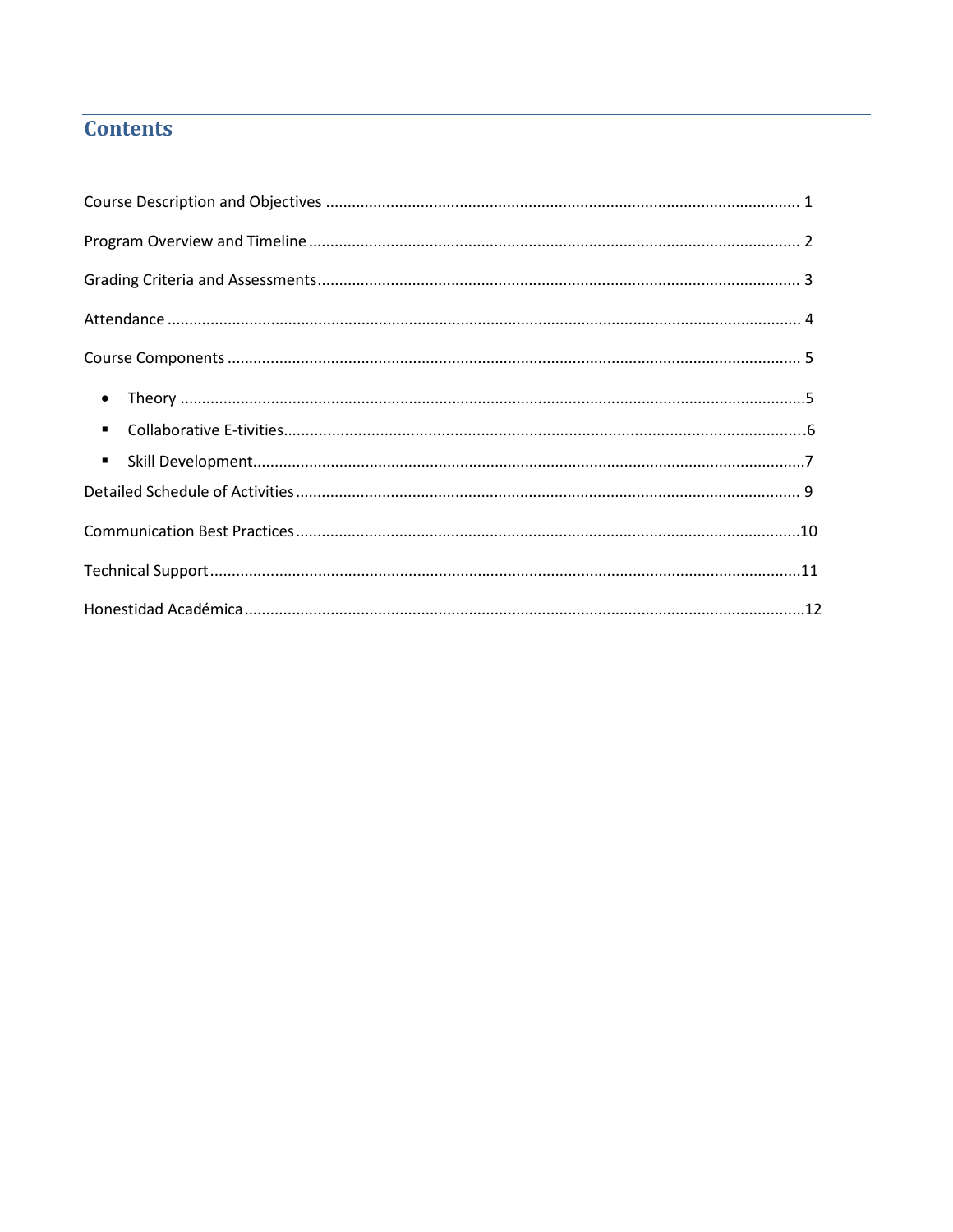# Contents

Course Description and Objectives ........................................................................................................... 1

Program Overview and Timeline ................................................................................................................ 2

Grading Criteria and Assessments............................................................................................................... 3

Attendance ................................................................................................................................................. 4

Course Components ................................................................................................................................... 5

- Theory ...............................................................................................................................................5
- Collaborative E-tivities.......................................................................................................................6
- Skill Development...............................................................................................................................7

Detailed Schedule of Activities .................................................................................................................... 9

Communication Best Practices ....................................................................................................................10

Technical Support........................................................................................................................................11

Honestidad Académica.................................................................................................................................12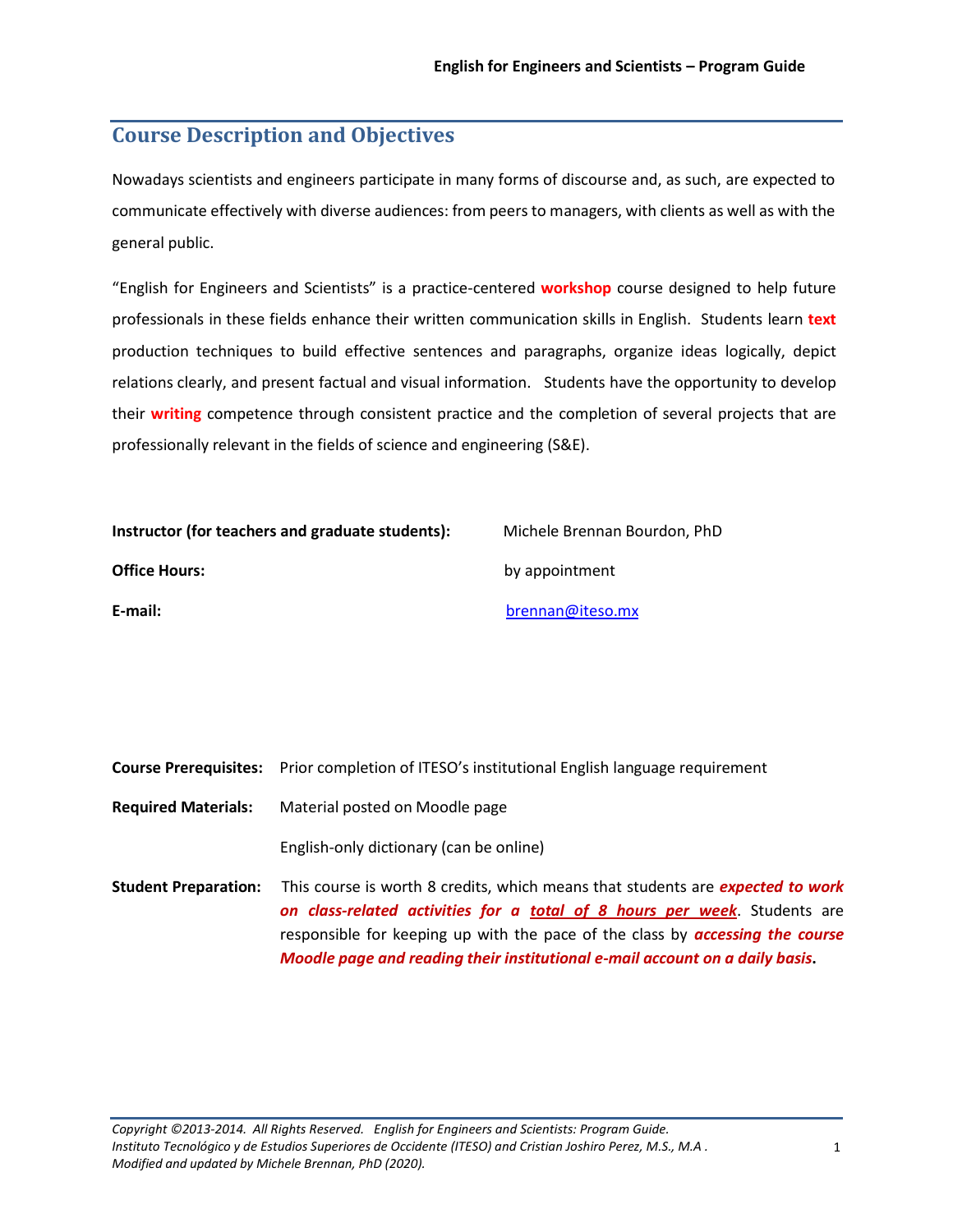## Course Description and Objectives

Nowadays scientists and engineers participate in many forms of discourse and, as such, are expected to communicate effectively with diverse audiences: from peers to managers, with clients as well as with the general public.

"English for Engineers and Scientists" is a practice-centered **workshop** course designed to help future professionals in these fields enhance their written communication skills in English. Students learn **text** production techniques to build effective sentences and paragraphs, organize ideas logically, depict relations clearly, and present factual and visual information. Students have the opportunity to develop their **writing** competence through consistent practice and the completion of several projects that are professionally relevant in the fields of science and engineering (S&E).

**Instructor (for teachers and graduate students):** Michele Brennan Bourdon, PhD

**Office Hours:** by appointment

**E-mail:** brennan@iteso.mx

**Course Prerequisites:** Prior completion of ITESO's institutional English language requirement

**Required Materials:** Material posted on Moodle page

English-only dictionary (can be online)

**Student Preparation:** This course is worth 8 credits, which means that students are ***expected to work on class-related activities for a total of 8 hours per week***. Students are responsible for keeping up with the pace of the class by ***accessing the course Moodle page and reading their institutional e-mail account on a daily basis*.**

*Copyright ©2013-2014. All Rights Reserved. English for Engineers and Scientists: Program Guide. Instituto Tecnológico y de Estudios Superiores de Occidente (ITESO) and Cristian Joshiro Perez, M.S., M.A . Modified and updated by Michele Brennan, PhD (2020).*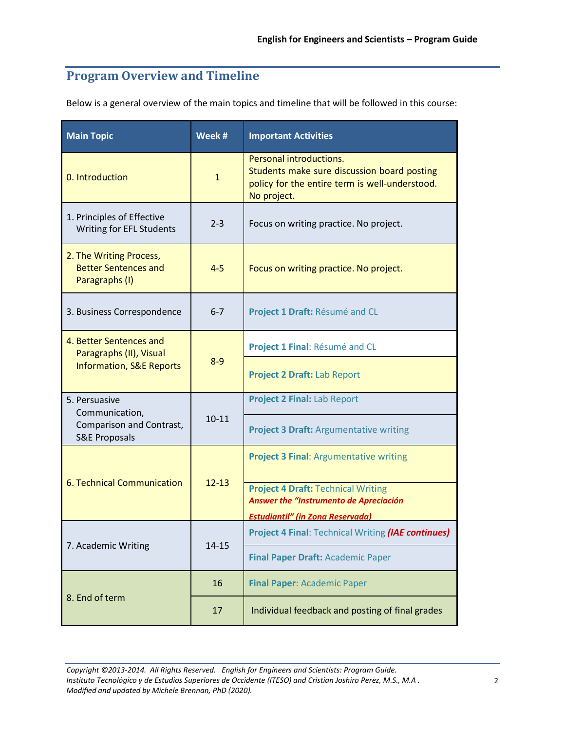## Program Overview and Timeline

Below is a general overview of the main topics and timeline that will be followed in this course:

| Main Topic | Week # | Important Activities |
|---|---|---|
| 0. Introduction | 1 | Personal introductions.<br>Students make sure discussion board posting policy for the entire term is well-understood.<br>No project. |
| 1. Principles of Effective Writing for EFL Students | 2-3 | Focus on writing practice. No project. |
| 2. The Writing Process, Better Sentences and Paragraphs (I) | 4-5 | Focus on writing practice. No project. |
| 3. Business Correspondence | 6-7 | **Project 1 Draft:** Résumé and CL |
| 4. Better Sentences and Paragraphs (II), Visual Information, S&E Reports | 8-9 | **Project 1 Final**: Résumé and CL |
| | | **Project 2 Draft:** Lab Report |
| 5. Persuasive Communication, Comparison and Contrast, S&E Proposals | 10-11 | **Project 2 Final:** Lab Report |
| | | **Project 3 Draft:** Argumentative writing |
| 6. Technical Communication | 12-13 | **Project 3 Final**: Argumentative writing |
| | | **Project 4 Draft:** Technical Writing<br>***Answer the "Instrumento de Apreciación Estudiantil" (in Zona Reservada)*** |
| 7. Academic Writing | 14-15 | **Project 4 Final**: Technical Writing ***(IAE continues)*** |
| | | **Final Paper Draft:** Academic Paper |
| 8. End of term | 16 | **Final Paper**: Academic Paper |
| | 17 | Individual feedback and posting of final grades |

*Copyright ©2013-2014. All Rights Reserved. English for Engineers and Scientists: Program Guide. Instituto Tecnológico y de Estudios Superiores de Occidente (ITESO) and Cristian Joshiro Perez, M.S., M.A . Modified and updated by Michele Brennan, PhD (2020).*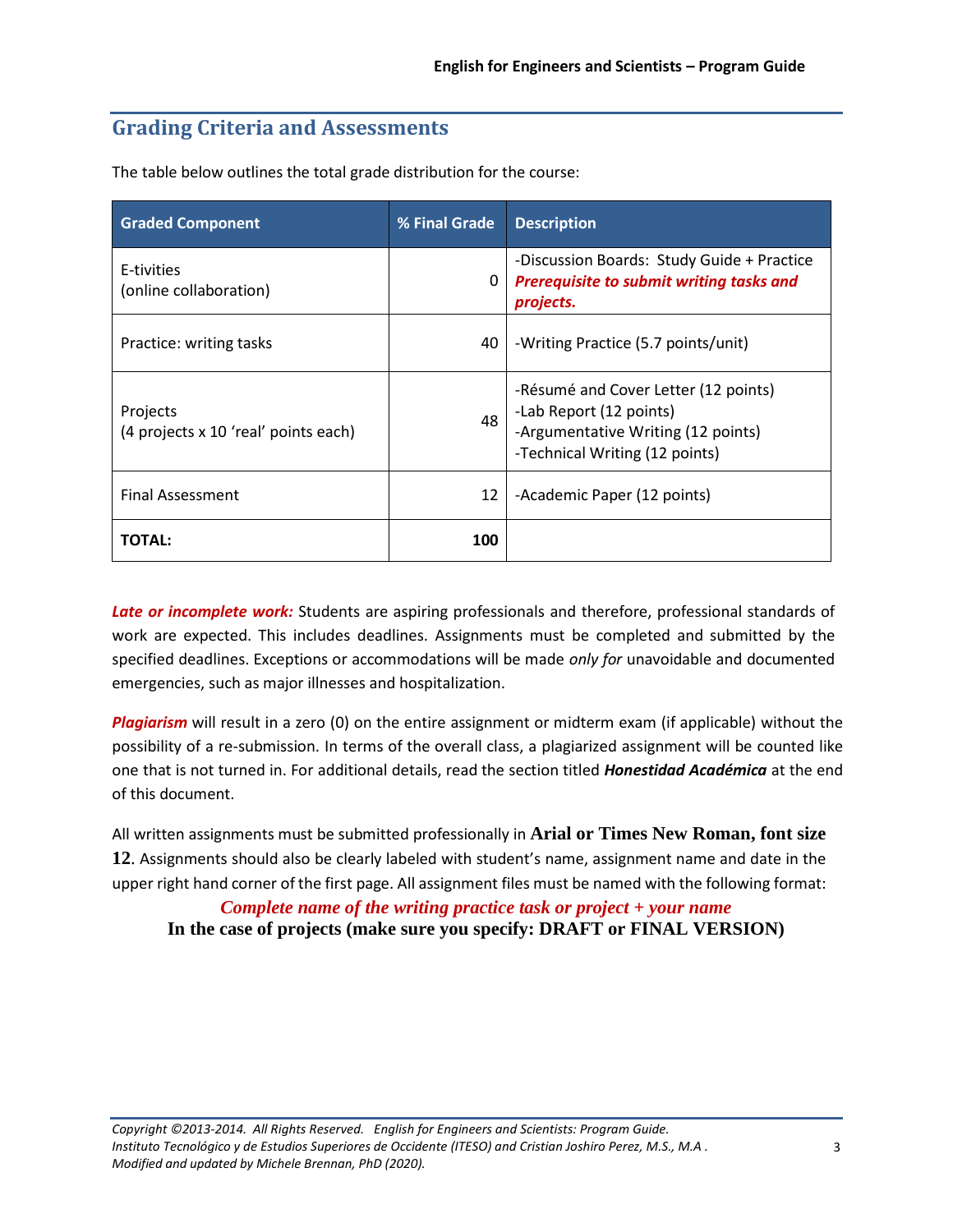## Grading Criteria and Assessments

The table below outlines the total grade distribution for the course:

| Graded Component | % Final Grade | Description |
|---|---|---|
| E-tivities<br>(online collaboration) | 0 | -Discussion Boards: Study Guide + Practice<br>***Prerequisite to submit writing tasks and projects.*** |
| Practice: writing tasks | 40 | -Writing Practice (5.7 points/unit) |
| Projects<br>(4 projects x 10 'real' points each) | 48 | -Résumé and Cover Letter (12 points)<br>-Lab Report (12 points)<br>-Argumentative Writing (12 points)<br>-Technical Writing (12 points) |
| Final Assessment | 12 | -Academic Paper (12 points) |
| **TOTAL:** | **100** | |

***Late or incomplete work:*** Students are aspiring professionals and therefore, professional standards of work are expected. This includes deadlines. Assignments must be completed and submitted by the specified deadlines. Exceptions or accommodations will be made *only for* unavoidable and documented emergencies, such as major illnesses and hospitalization.

***Plagiarism*** will result in a zero (0) on the entire assignment or midterm exam (if applicable) without the possibility of a re-submission. In terms of the overall class, a plagiarized assignment will be counted like one that is not turned in. For additional details, read the section titled ***Honestidad Académica*** at the end of this document.

All written assignments must be submitted professionally in **Arial or Times New Roman, font size 12**. Assignments should also be clearly labeled with student's name, assignment name and date in the upper right hand corner of the first page. All assignment files must be named with the following format:

***Complete name of the writing practice task or project + your name***

**In the case of projects (make sure you specify: DRAFT or FINAL VERSION)**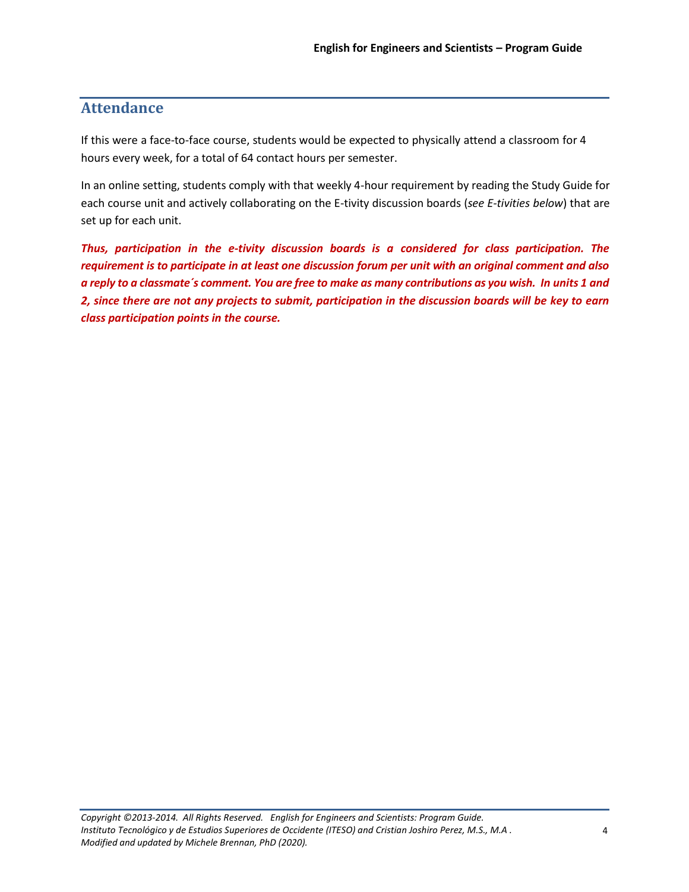## Attendance

If this were a face-to-face course, students would be expected to physically attend a classroom for 4 hours every week, for a total of 64 contact hours per semester.

In an online setting, students comply with that weekly 4-hour requirement by reading the Study Guide for each course unit and actively collaborating on the E-tivity discussion boards (*see E-tivities below*) that are set up for each unit.

***Thus, participation in the e-tivity discussion boards is a considered for class participation. The requirement is to participate in at least one discussion forum per unit with an original comment and also a reply to a classmate´s comment. You are free to make as many contributions as you wish. In units 1 and 2, since there are not any projects to submit, participation in the discussion boards will be key to earn class participation points in the course.***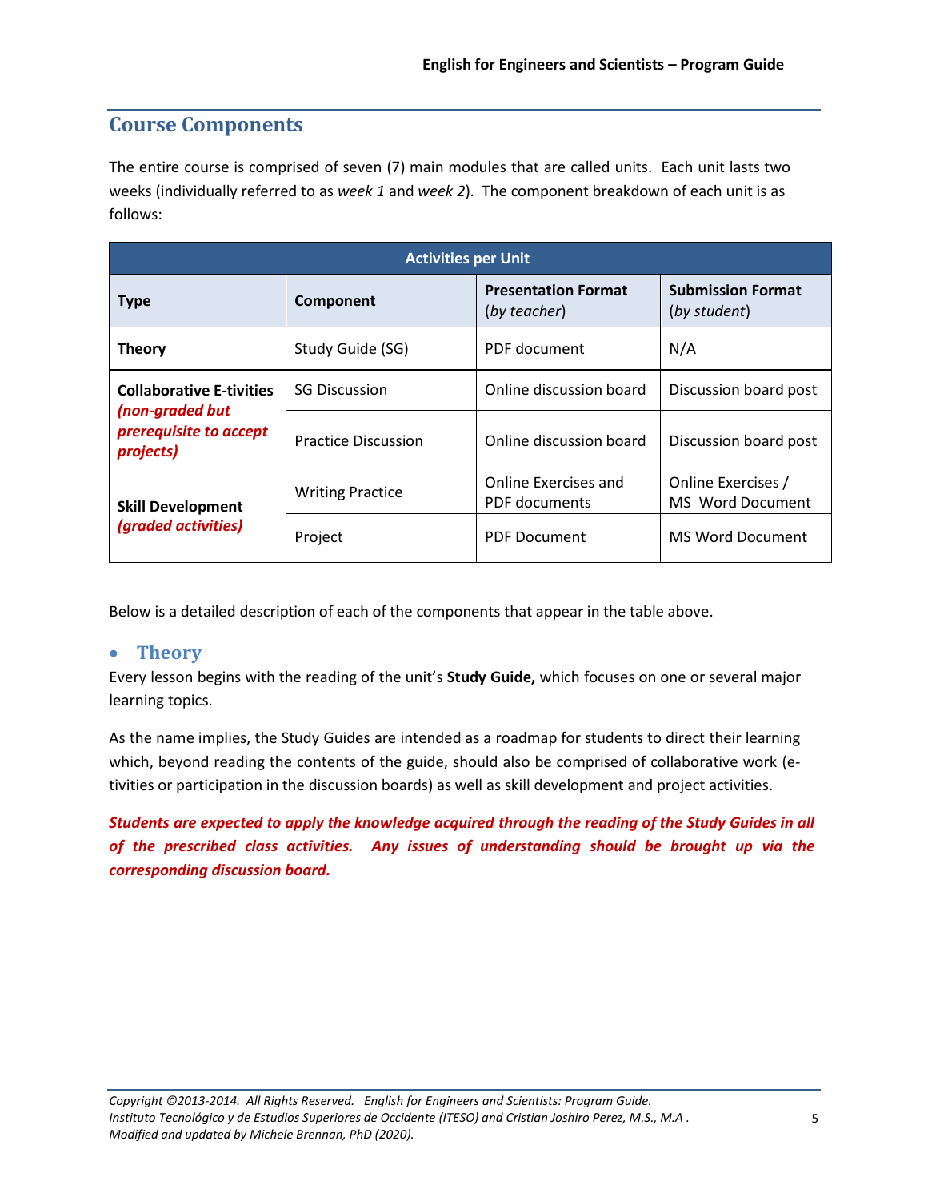## Course Components

The entire course is comprised of seven (7) main modules that are called units. Each unit lasts two weeks (individually referred to as *week 1* and *week 2*). The component breakdown of each unit is as follows:

| Activities per Unit | | | |
|---|---|---|---|
| **Type** | **Component** | **Presentation Format** (*by teacher*) | **Submission Format** (*by student*) |
| **Theory** | Study Guide (SG) | PDF document | N/A |
| **Collaborative E-tivities** ***(non-graded but prerequisite to accept projects)*** | SG Discussion | Online discussion board | Discussion board post |
| | Practice Discussion | Online discussion board | Discussion board post |
| **Skill Development** ***(graded activities)*** | Writing Practice | Online Exercises and PDF documents | Online Exercises / MS Word Document |
| | Project | PDF Document | MS Word Document |

Below is a detailed description of each of the components that appear in the table above.

- ### Theory

Every lesson begins with the reading of the unit's **Study Guide,** which focuses on one or several major learning topics.

As the name implies, the Study Guides are intended as a roadmap for students to direct their learning which, beyond reading the contents of the guide, should also be comprised of collaborative work (e-tivities or participation in the discussion boards) as well as skill development and project activities.

***Students are expected to apply the knowledge acquired through the reading of the Study Guides in all of the prescribed class activities. Any issues of understanding should be brought up via the corresponding discussion board.***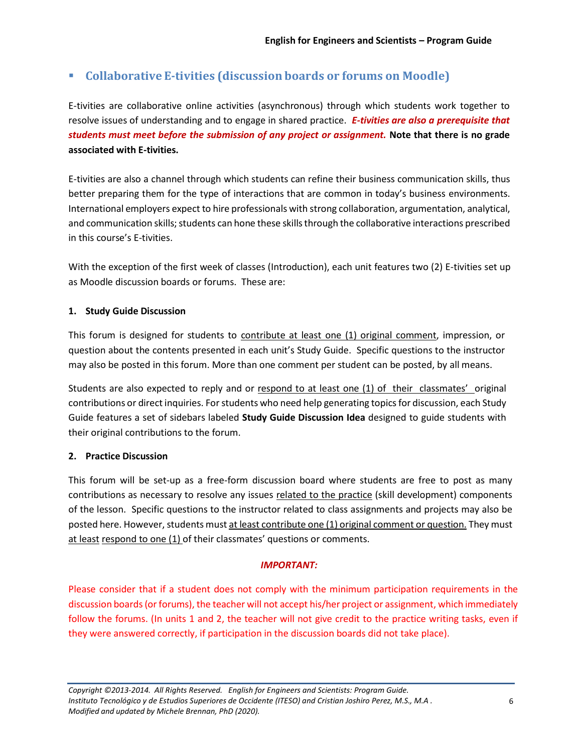## Collaborative E-tivities (discussion boards or forums on Moodle)

E-tivities are collaborative online activities (asynchronous) through which students work together to resolve issues of understanding and to engage in shared practice. ***E-tivities are also a prerequisite that students must meet before the submission of any project or assignment.*** **Note that there is no grade associated with E-tivities.**

E-tivities are also a channel through which students can refine their business communication skills, thus better preparing them for the type of interactions that are common in today's business environments. International employers expect to hire professionals with strong collaboration, argumentation, analytical, and communication skills; students can hone these skills through the collaborative interactions prescribed in this course's E-tivities.

With the exception of the first week of classes (Introduction), each unit features two (2) E-tivities set up as Moodle discussion boards or forums. These are:

**1. Study Guide Discussion**

This forum is designed for students to contribute at least one (1) original comment, impression, or question about the contents presented in each unit's Study Guide. Specific questions to the instructor may also be posted in this forum. More than one comment per student can be posted, by all means.

Students are also expected to reply and or respond to at least one (1) of their classmates' original contributions or direct inquiries. For students who need help generating topics for discussion, each Study Guide features a set of sidebars labeled **Study Guide Discussion Idea** designed to guide students with their original contributions to the forum.

**2. Practice Discussion**

This forum will be set-up as a free-form discussion board where students are free to post as many contributions as necessary to resolve any issues related to the practice (skill development) components of the lesson. Specific questions to the instructor related to class assignments and projects may also be posted here. However, students must at least contribute one (1) original comment or question. They must at least respond to one (1) of their classmates' questions or comments.

***IMPORTANT:***

Please consider that if a student does not comply with the minimum participation requirements in the discussion boards (or forums), the teacher will not accept his/her project or assignment, which immediately follow the forums. (In units 1 and 2, the teacher will not give credit to the practice writing tasks, even if they were answered correctly, if participation in the discussion boards did not take place).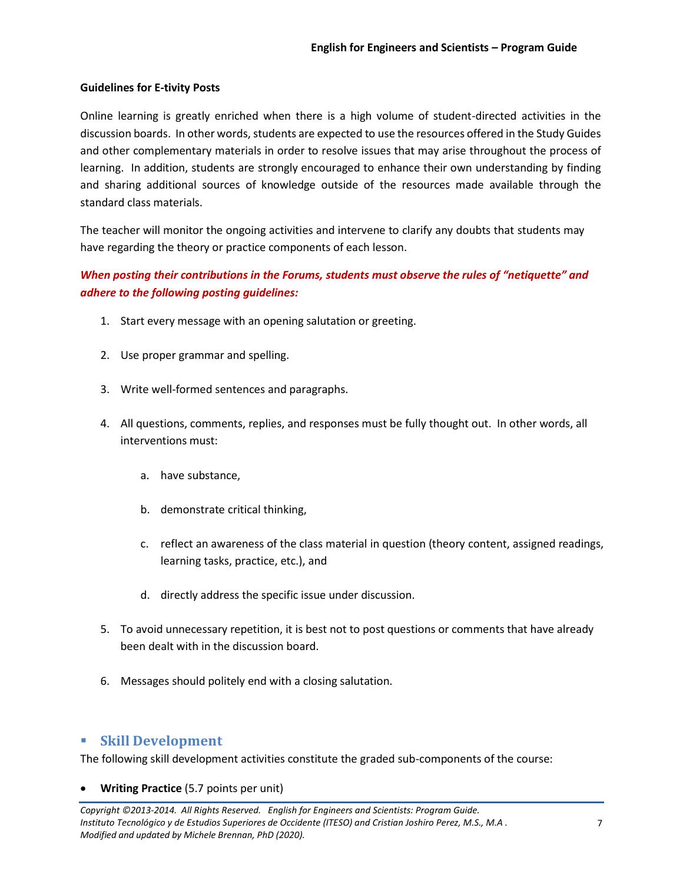**Guidelines for E-tivity Posts**

Online learning is greatly enriched when there is a high volume of student-directed activities in the discussion boards. In other words, students are expected to use the resources offered in the Study Guides and other complementary materials in order to resolve issues that may arise throughout the process of learning. In addition, students are strongly encouraged to enhance their own understanding by finding and sharing additional sources of knowledge outside of the resources made available through the standard class materials.

The teacher will monitor the ongoing activities and intervene to clarify any doubts that students may have regarding the theory or practice components of each lesson.

***When posting their contributions in the Forums, students must observe the rules of "netiquette" and adhere to the following posting guidelines:***

1. Start every message with an opening salutation or greeting.
2. Use proper grammar and spelling.
3. Write well-formed sentences and paragraphs.
4. All questions, comments, replies, and responses must be fully thought out. In other words, all interventions must:
   a. have substance,
   b. demonstrate critical thinking,
   c. reflect an awareness of the class material in question (theory content, assigned readings, learning tasks, practice, etc.), and
   d. directly address the specific issue under discussion.
5. To avoid unnecessary repetition, it is best not to post questions or comments that have already been dealt with in the discussion board.
6. Messages should politely end with a closing salutation.

## Skill Development

The following skill development activities constitute the graded sub-components of the course:

- **Writing Practice** (5.7 points per unit)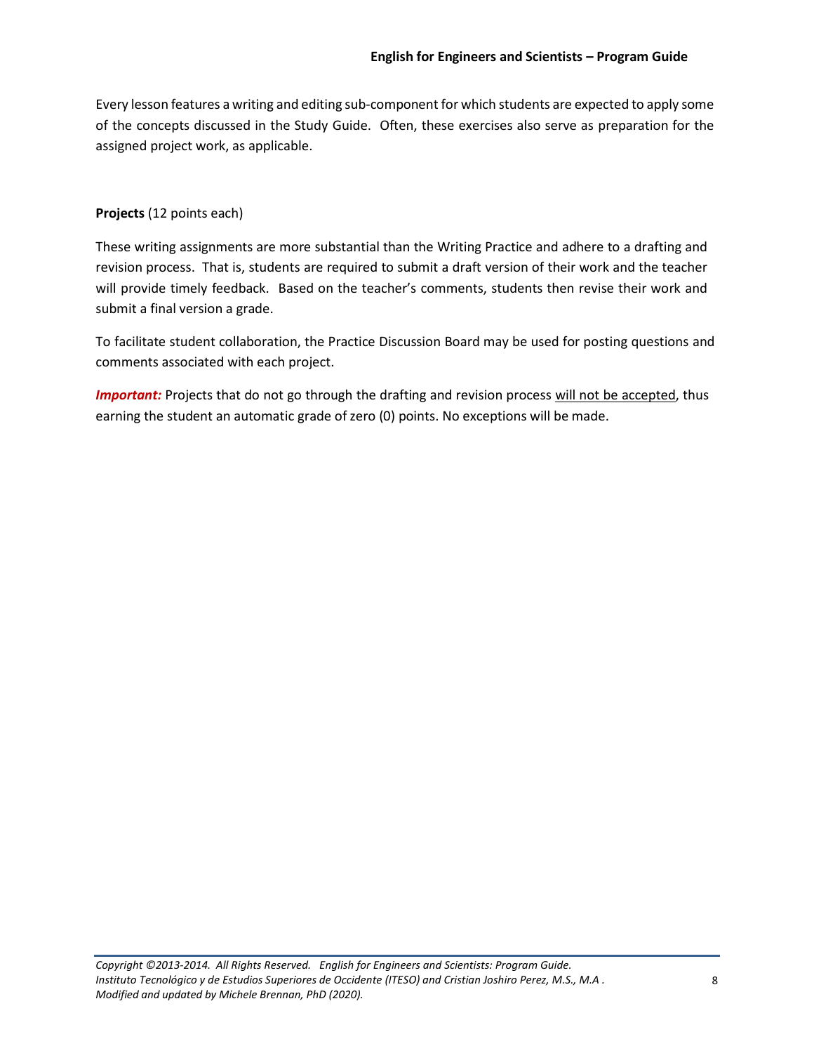Every lesson features a writing and editing sub-component for which students are expected to apply some of the concepts discussed in the Study Guide. Often, these exercises also serve as preparation for the assigned project work, as applicable.

**Projects** (12 points each)

These writing assignments are more substantial than the Writing Practice and adhere to a drafting and revision process. That is, students are required to submit a draft version of their work and the teacher will provide timely feedback. Based on the teacher's comments, students then revise their work and submit a final version a grade.

To facilitate student collaboration, the Practice Discussion Board may be used for posting questions and comments associated with each project.

***Important:*** Projects that do not go through the drafting and revision process <u>will not be accepted</u>, thus earning the student an automatic grade of zero (0) points. No exceptions will be made.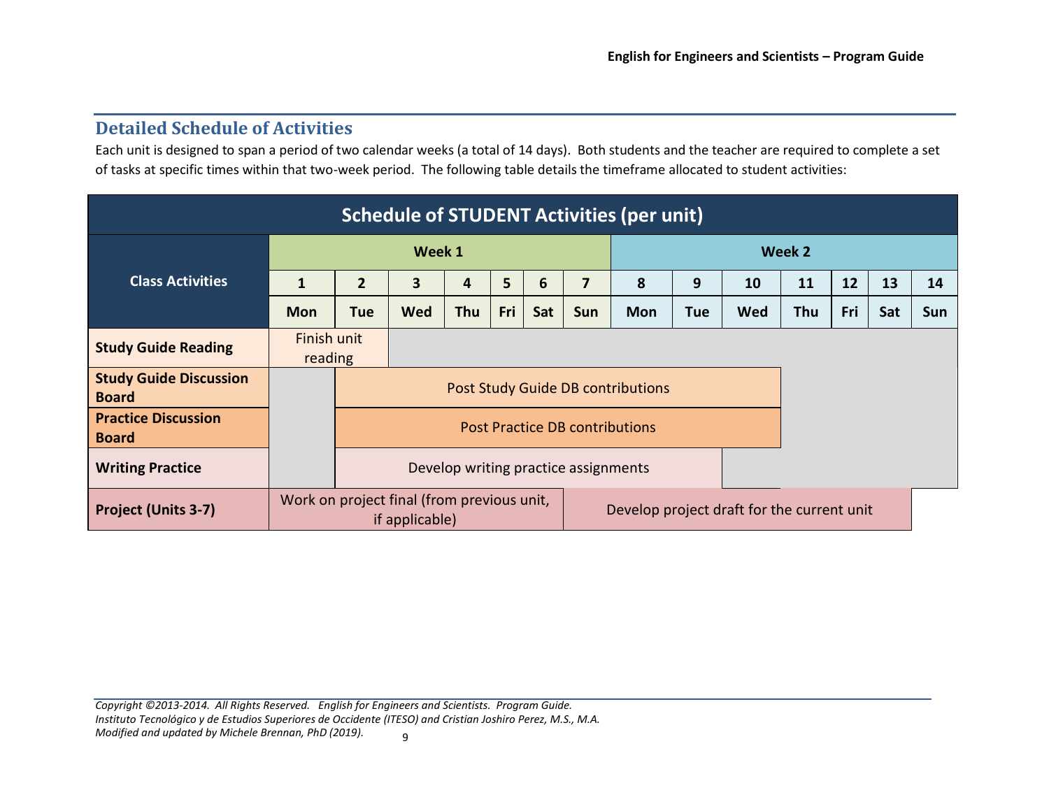## Detailed Schedule of Activities

Each unit is designed to span a period of two calendar weeks (a total of 14 days). Both students and the teacher are required to complete a set of tasks at specific times within that two-week period. The following table details the timeframe allocated to student activities:

| Schedule of STUDENT Activities (per unit) | | | | | | | | | | | | | | |
|---|---|---|---|---|---|---|---|---|---|---|---|---|---|---|
| **Class Activities** | **Week 1** | | | | | | | **Week 2** | | | | | | |
| | **1** | **2** | **3** | **4** | **5** | **6** | **7** | **8** | **9** | **10** | **11** | **12** | **13** | **14** |
| | **Mon** | **Tue** | **Wed** | **Thu** | **Fri** | **Sat** | **Sun** | **Mon** | **Tue** | **Wed** | **Thu** | **Fri** | **Sat** | **Sun** |
| **Study Guide Reading** | Finish unit reading | | | | | | | | | | | | | |
| **Study Guide Discussion Board** | | Post Study Guide DB contributions | | | | | | | | | | | | |
| **Practice Discussion Board** | | Post Practice DB contributions | | | | | | | | | | | | |
| **Writing Practice** | | Develop writing practice assignments | | | | | | | | | | | | |
| **Project (Units 3-7)** | Work on project final (from previous unit, if applicable) | | | | | | Develop project draft for the current unit | | | | | | | |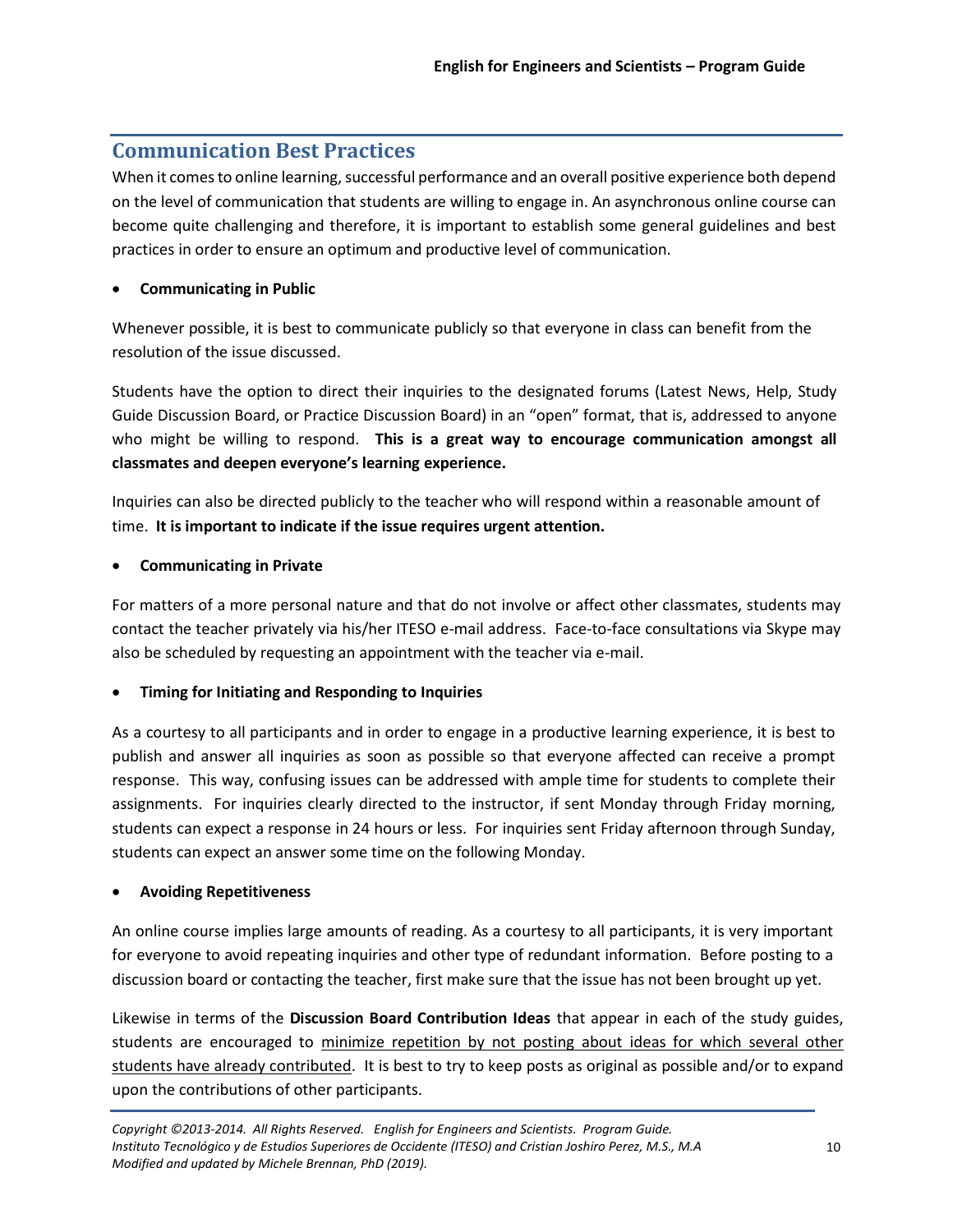## Communication Best Practices

When it comes to online learning, successful performance and an overall positive experience both depend on the level of communication that students are willing to engage in. An asynchronous online course can become quite challenging and therefore, it is important to establish some general guidelines and best practices in order to ensure an optimum and productive level of communication.

- **Communicating in Public**

Whenever possible, it is best to communicate publicly so that everyone in class can benefit from the resolution of the issue discussed.

Students have the option to direct their inquiries to the designated forums (Latest News, Help, Study Guide Discussion Board, or Practice Discussion Board) in an "open" format, that is, addressed to anyone who might be willing to respond. **This is a great way to encourage communication amongst all classmates and deepen everyone's learning experience.**

Inquiries can also be directed publicly to the teacher who will respond within a reasonable amount of time. **It is important to indicate if the issue requires urgent attention.**

- **Communicating in Private**

For matters of a more personal nature and that do not involve or affect other classmates, students may contact the teacher privately via his/her ITESO e-mail address. Face-to-face consultations via Skype may also be scheduled by requesting an appointment with the teacher via e-mail.

- **Timing for Initiating and Responding to Inquiries**

As a courtesy to all participants and in order to engage in a productive learning experience, it is best to publish and answer all inquiries as soon as possible so that everyone affected can receive a prompt response. This way, confusing issues can be addressed with ample time for students to complete their assignments. For inquiries clearly directed to the instructor, if sent Monday through Friday morning, students can expect a response in 24 hours or less. For inquiries sent Friday afternoon through Sunday, students can expect an answer some time on the following Monday.

- **Avoiding Repetitiveness**

An online course implies large amounts of reading. As a courtesy to all participants, it is very important for everyone to avoid repeating inquiries and other type of redundant information. Before posting to a discussion board or contacting the teacher, first make sure that the issue has not been brought up yet.

Likewise in terms of the **Discussion Board Contribution Ideas** that appear in each of the study guides, students are encouraged to <u>minimize repetition by not posting about ideas for which several other students have already contributed</u>. It is best to try to keep posts as original as possible and/or to expand upon the contributions of other participants.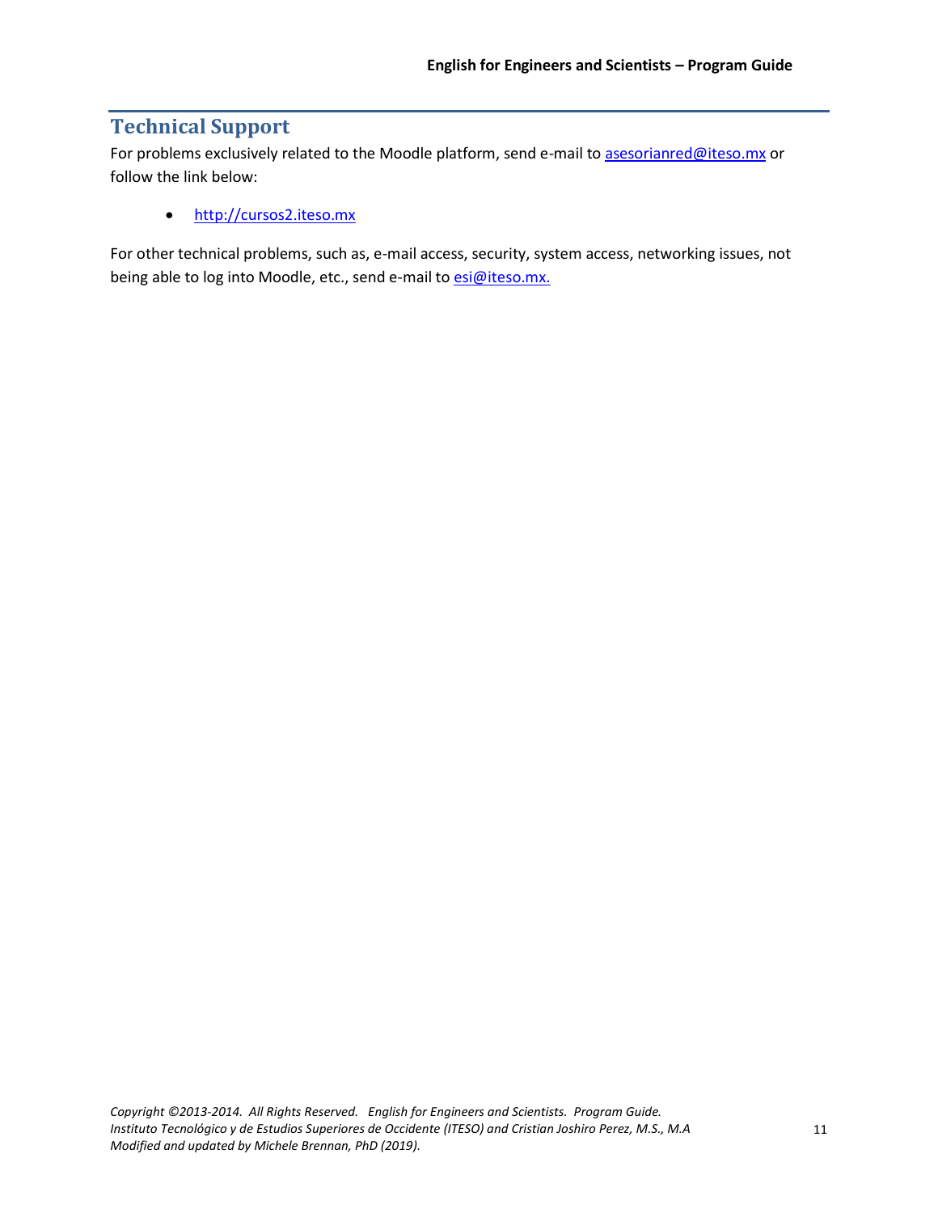## Technical Support

For problems exclusively related to the Moodle platform, send e-mail to asesorianred@iteso.mx or follow the link below:

- http://cursos2.iteso.mx

For other technical problems, such as, e-mail access, security, system access, networking issues, not being able to log into Moodle, etc., send e-mail to esi@iteso.mx.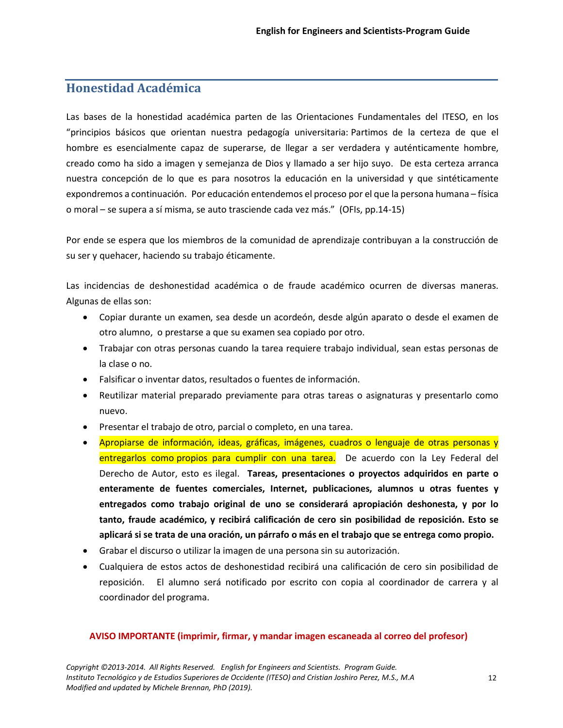## Honestidad Académica

Las bases de la honestidad académica parten de las Orientaciones Fundamentales del ITESO, en los "principios básicos que orientan nuestra pedagogía universitaria: Partimos de la certeza de que el hombre es esencialmente capaz de superarse, de llegar a ser verdadera y auténticamente hombre, creado como ha sido a imagen y semejanza de Dios y llamado a ser hijo suyo. De esta certeza arranca nuestra concepción de lo que es para nosotros la educación en la universidad y que sintéticamente expondremos a continuación. Por educación entendemos el proceso por el que la persona humana – física o moral – se supera a sí misma, se auto trasciende cada vez más." (OFIs, pp.14-15)

Por ende se espera que los miembros de la comunidad de aprendizaje contribuyan a la construcción de su ser y quehacer, haciendo su trabajo éticamente.

Las incidencias de deshonestidad académica o de fraude académico ocurren de diversas maneras. Algunas de ellas son:

- Copiar durante un examen, sea desde un acordeón, desde algún aparato o desde el examen de otro alumno, o prestarse a que su examen sea copiado por otro.
- Trabajar con otras personas cuando la tarea requiere trabajo individual, sean estas personas de la clase o no.
- Falsificar o inventar datos, resultados o fuentes de información.
- Reutilizar material preparado previamente para otras tareas o asignaturas y presentarlo como nuevo.
- Presentar el trabajo de otro, parcial o completo, en una tarea.
- Apropiarse de información, ideas, gráficas, imágenes, cuadros o lenguaje de otras personas y entregarlos como propios para cumplir con una tarea. De acuerdo con la Ley Federal del Derecho de Autor, esto es ilegal. **Tareas, presentaciones o proyectos adquiridos en parte o enteramente de fuentes comerciales, Internet, publicaciones, alumnos u otras fuentes y entregados como trabajo original de uno se considerará apropiación deshonesta, y por lo tanto, fraude académico, y recibirá calificación de cero sin posibilidad de reposición. Esto se aplicará si se trata de una oración, un párrafo o más en el trabajo que se entrega como propio.**
- Grabar el discurso o utilizar la imagen de una persona sin su autorización.
- Cualquiera de estos actos de deshonestidad recibirá una calificación de cero sin posibilidad de reposición. El alumno será notificado por escrito con copia al coordinador de carrera y al coordinador del programa.

**AVISO IMPORTANTE (imprimir, firmar, y mandar imagen escaneada al correo del profesor)**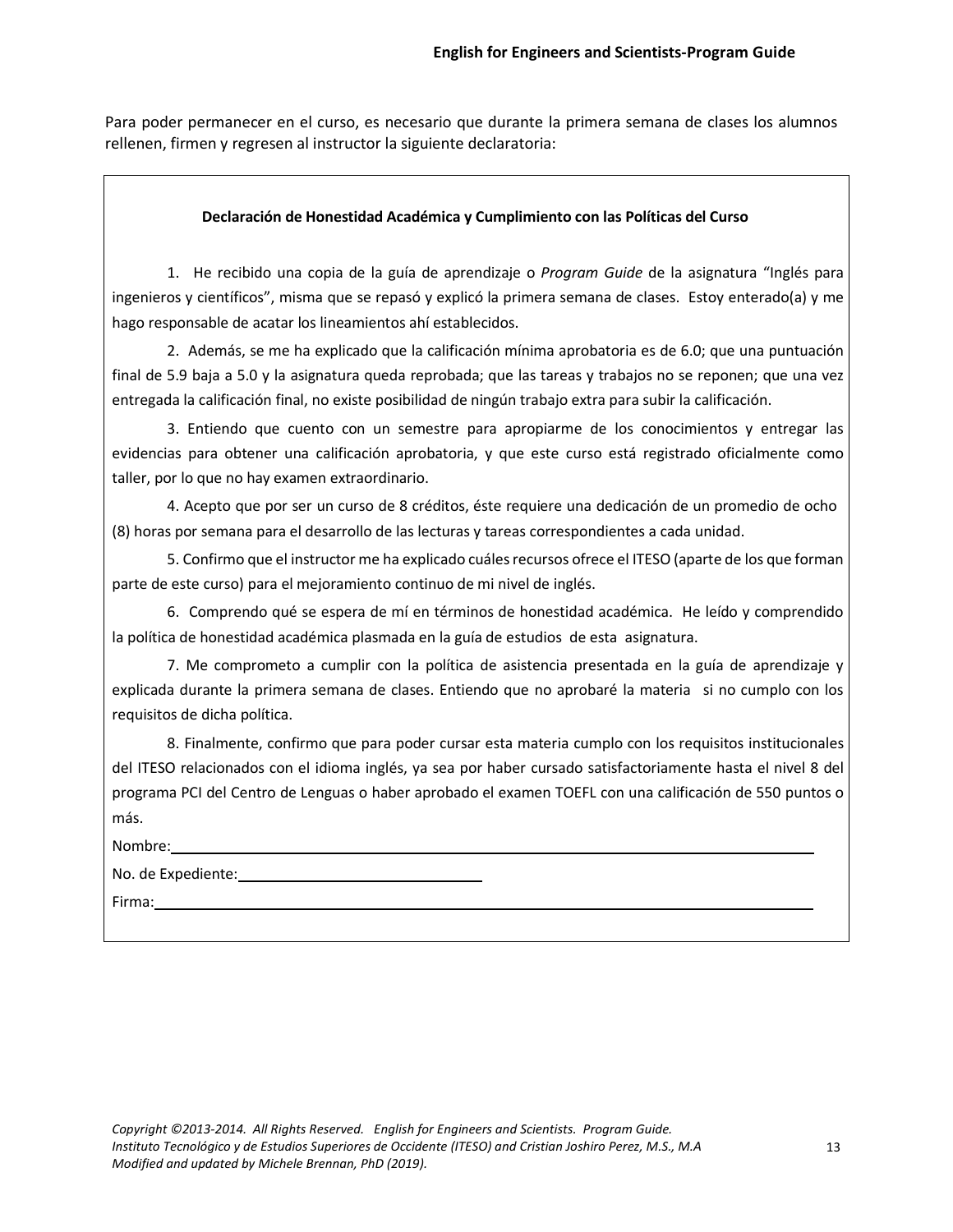Para poder permanecer en el curso, es necesario que durante la primera semana de clases los alumnos rellenen, firmen y regresen al instructor la siguiente declaratoria:

**Declaración de Honestidad Académica y Cumplimiento con las Políticas del Curso**

1. He recibido una copia de la guía de aprendizaje o *Program Guide* de la asignatura "Inglés para ingenieros y científicos", misma que se repasó y explicó la primera semana de clases. Estoy enterado(a) y me hago responsable de acatar los lineamientos ahí establecidos.

2. Además, se me ha explicado que la calificación mínima aprobatoria es de 6.0; que una puntuación final de 5.9 baja a 5.0 y la asignatura queda reprobada; que las tareas y trabajos no se reponen; que una vez entregada la calificación final, no existe posibilidad de ningún trabajo extra para subir la calificación.

3. Entiendo que cuento con un semestre para apropiarme de los conocimientos y entregar las evidencias para obtener una calificación aprobatoria, y que este curso está registrado oficialmente como taller, por lo que no hay examen extraordinario.

4. Acepto que por ser un curso de 8 créditos, éste requiere una dedicación de un promedio de ocho (8) horas por semana para el desarrollo de las lecturas y tareas correspondientes a cada unidad.

5. Confirmo que el instructor me ha explicado cuáles recursos ofrece el ITESO (aparte de los que forman parte de este curso) para el mejoramiento continuo de mi nivel de inglés.

6. Comprendo qué se espera de mí en términos de honestidad académica. He leído y comprendido la política de honestidad académica plasmada en la guía de estudios de esta asignatura.

7. Me comprometo a cumplir con la política de asistencia presentada en la guía de aprendizaje y explicada durante la primera semana de clases. Entiendo que no aprobaré la materia si no cumplo con los requisitos de dicha política.

8. Finalmente, confirmo que para poder cursar esta materia cumplo con los requisitos institucionales del ITESO relacionados con el idioma inglés, ya sea por haber cursado satisfactoriamente hasta el nivel 8 del programa PCI del Centro de Lenguas o haber aprobado el examen TOEFL con una calificación de 550 puntos o más.

Nombre: ______________________________________________

No. de Expediente: ____________________

Firma: ______________________________________________

*Copyright ©2013-2014. All Rights Reserved. English for Engineers and Scientists. Program Guide. Instituto Tecnológico y de Estudios Superiores de Occidente (ITESO) and Cristian Joshiro Perez, M.S., M.A Modified and updated by Michele Brennan, PhD (2019).*